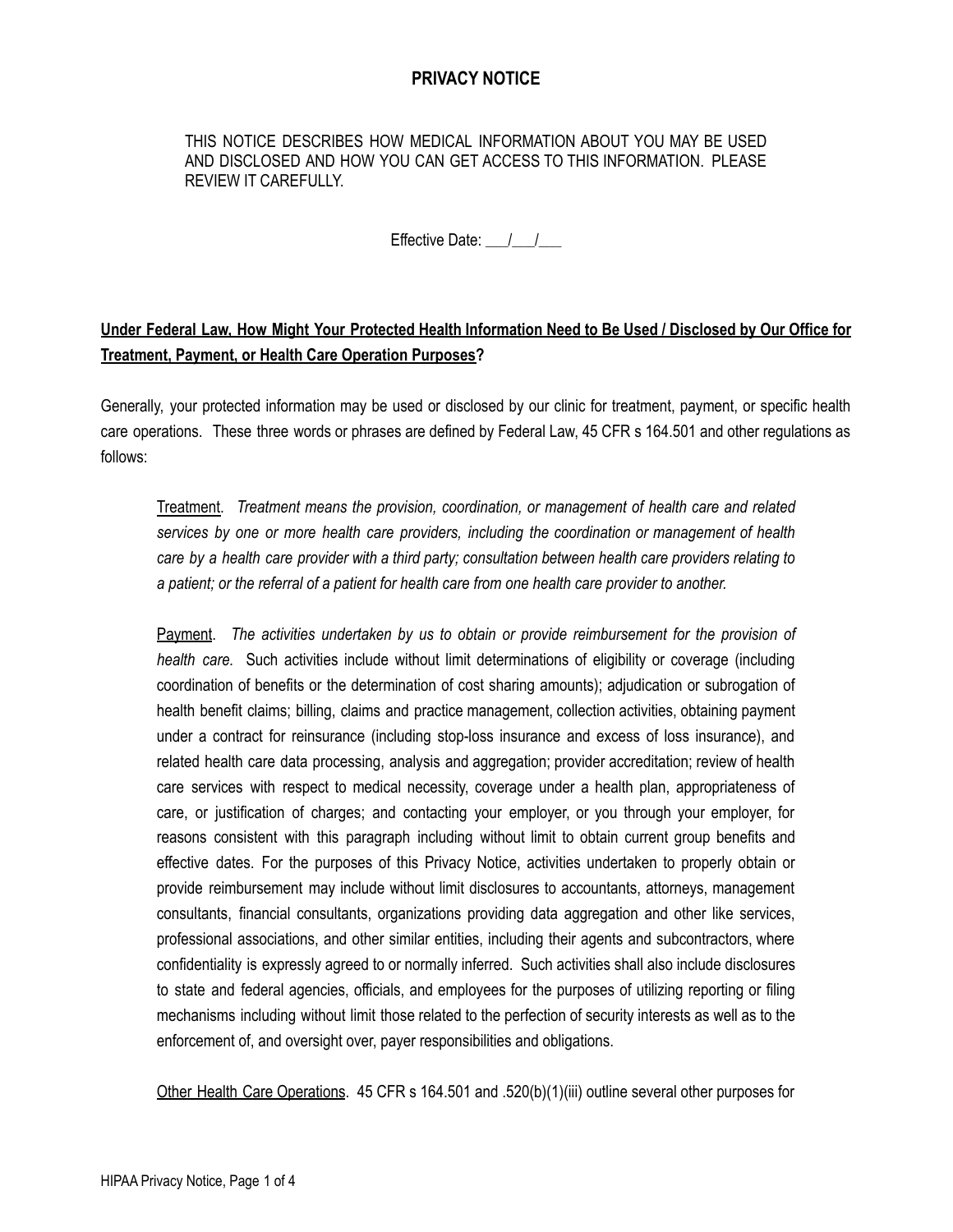# PRIVACY NOTICE

THIS NOTICE DESCRIBES HOW MEDICAL INFORMATION ABOUT YOU MAY BE USED AND DISCLOSED AND HOW YOU CAN GET ACCESS TO THIS INFORMATION. PLEASE REVIEW IT CAREFULLY.

Effective Date: ___/___/___

## <u>Under Federal Law, How Might Your Protected Health Information Need to Be Used / Disclosed by Our Office for Treatment, Payment, or Health Care Operation Purposes</u>?

Generally, your protected information may be used or disclosed by our clinic for treatment, payment, or specific health care operations. These three words or phrases are defined by Federal Law, 45 CFR s 164.501 and other regulations as follows:

<u>Treatment</u>. *Treatment means the provision, coordination, or management of health care and related services by one or more health care providers, including the coordination or management of health care by a health care provider with a third party; consultation between health care providers relating to a patient; or the referral of a patient for health care from one health care provider to another.*

<u>Payment</u>. *The activities undertaken by us to obtain or provide reimbursement for the provision of health care.* Such activities include without limit determinations of eligibility or coverage (including coordination of benefits or the determination of cost sharing amounts); adjudication or subrogation of health benefit claims; billing, claims and practice management, collection activities, obtaining payment under a contract for reinsurance (including stop-loss insurance and excess of loss insurance), and related health care data processing, analysis and aggregation; provider accreditation; review of health care services with respect to medical necessity, coverage under a health plan, appropriateness of care, or justification of charges; and contacting your employer, or you through your employer, for reasons consistent with this paragraph including without limit to obtain current group benefits and effective dates. For the purposes of this Privacy Notice, activities undertaken to properly obtain or provide reimbursement may include without limit disclosures to accountants, attorneys, management consultants, financial consultants, organizations providing data aggregation and other like services, professional associations, and other similar entities, including their agents and subcontractors, where confidentiality is expressly agreed to or normally inferred. Such activities shall also include disclosures to state and federal agencies, officials, and employees for the purposes of utilizing reporting or filing mechanisms including without limit those related to the perfection of security interests as well as to the enforcement of, and oversight over, payer responsibilities and obligations.

<u>Other Health Care Operations</u>. 45 CFR s 164.501 and .520(b)(1)(iii) outline several other purposes for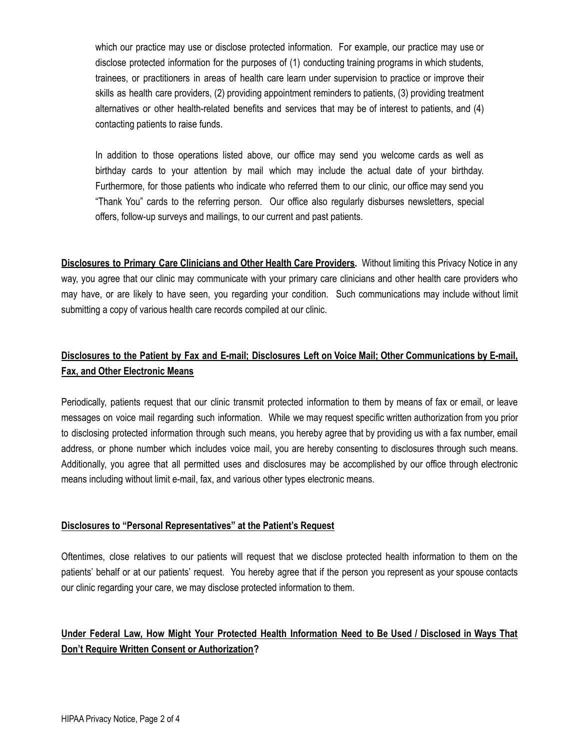which our practice may use or disclose protected information. For example, our practice may use or disclose protected information for the purposes of (1) conducting training programs in which students, trainees, or practitioners in areas of health care learn under supervision to practice or improve their skills as health care providers, (2) providing appointment reminders to patients, (3) providing treatment alternatives or other health-related benefits and services that may be of interest to patients, and (4) contacting patients to raise funds.

In addition to those operations listed above, our office may send you welcome cards as well as birthday cards to your attention by mail which may include the actual date of your birthday. Furthermore, for those patients who indicate who referred them to our clinic, our office may send you "Thank You" cards to the referring person. Our office also regularly disburses newsletters, special offers, follow-up surveys and mailings, to our current and past patients.

**Disclosures to Primary Care Clinicians and Other Health Care Providers.** Without limiting this Privacy Notice in any way, you agree that our clinic may communicate with your primary care clinicians and other health care providers who may have, or are likely to have seen, you regarding your condition. Such communications may include without limit submitting a copy of various health care records compiled at our clinic.

**Disclosures to the Patient by Fax and E-mail; Disclosures Left on Voice Mail; Other Communications by E-mail, Fax, and Other Electronic Means**

Periodically, patients request that our clinic transmit protected information to them by means of fax or email, or leave messages on voice mail regarding such information. While we may request specific written authorization from you prior to disclosing protected information through such means, you hereby agree that by providing us with a fax number, email address, or phone number which includes voice mail, you are hereby consenting to disclosures through such means. Additionally, you agree that all permitted uses and disclosures may be accomplished by our office through electronic means including without limit e-mail, fax, and various other types electronic means.

**Disclosures to "Personal Representatives" at the Patient's Request**

Oftentimes, close relatives to our patients will request that we disclose protected health information to them on the patients' behalf or at our patients' request. You hereby agree that if the person you represent as your spouse contacts our clinic regarding your care, we may disclose protected information to them.

**Under Federal Law, How Might Your Protected Health Information Need to Be Used / Disclosed in Ways That Don't Require Written Consent or Authorization?**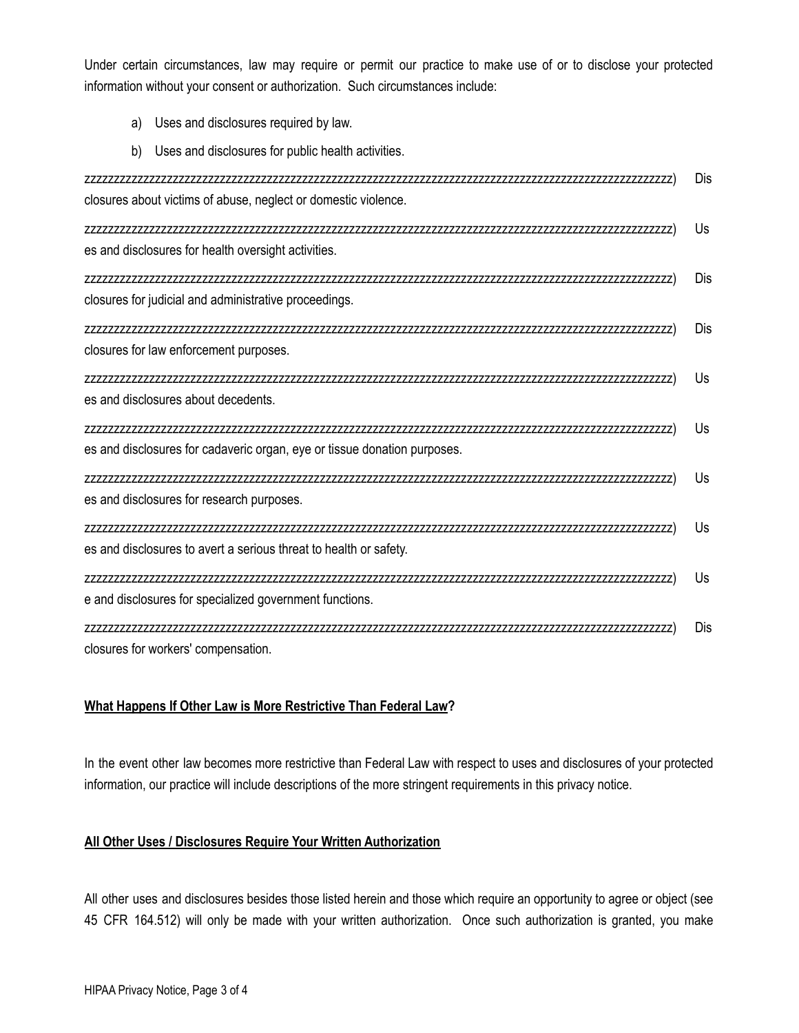Under certain circumstances, law may require or permit our practice to make use of or to disclose your protected information without your consent or authorization. Such circumstances include:

a) Uses and disclosures required by law.

b) Uses and disclosures for public health activities.

zzzzzzzzzzzzzzzzzzzzzzzzzzzzzzzzzzzzzzzzzzzzzzzzzzzzzzzzzzzzzzzzzzzzzzzzzzzzzzzzzzzzzzzzzzzzzzzzzzzz) Dis closures about victims of abuse, neglect or domestic violence.

zzzzzzzzzzzzzzzzzzzzzzzzzzzzzzzzzzzzzzzzzzzzzzzzzzzzzzzzzzzzzzzzzzzzzzzzzzzzzzzzzzzzzzzzzzzzzzzzzzzz) Us es and disclosures for health oversight activities.

zzzzzzzzzzzzzzzzzzzzzzzzzzzzzzzzzzzzzzzzzzzzzzzzzzzzzzzzzzzzzzzzzzzzzzzzzzzzzzzzzzzzzzzzzzzzzzzzzzzz) Dis closures for judicial and administrative proceedings.

zzzzzzzzzzzzzzzzzzzzzzzzzzzzzzzzzzzzzzzzzzzzzzzzzzzzzzzzzzzzzzzzzzzzzzzzzzzzzzzzzzzzzzzzzzzzzzzzzzzz) Dis closures for law enforcement purposes.

zzzzzzzzzzzzzzzzzzzzzzzzzzzzzzzzzzzzzzzzzzzzzzzzzzzzzzzzzzzzzzzzzzzzzzzzzzzzzzzzzzzzzzzzzzzzzzzzzzzz) Us es and disclosures about decedents.

zzzzzzzzzzzzzzzzzzzzzzzzzzzzzzzzzzzzzzzzzzzzzzzzzzzzzzzzzzzzzzzzzzzzzzzzzzzzzzzzzzzzzzzzzzzzzzzzzzzz) Us es and disclosures for cadaveric organ, eye or tissue donation purposes.

zzzzzzzzzzzzzzzzzzzzzzzzzzzzzzzzzzzzzzzzzzzzzzzzzzzzzzzzzzzzzzzzzzzzzzzzzzzzzzzzzzzzzzzzzzzzzzzzzzzz) Us es and disclosures for research purposes.

zzzzzzzzzzzzzzzzzzzzzzzzzzzzzzzzzzzzzzzzzzzzzzzzzzzzzzzzzzzzzzzzzzzzzzzzzzzzzzzzzzzzzzzzzzzzzzzzzzzz) Us es and disclosures to avert a serious threat to health or safety.

zzzzzzzzzzzzzzzzzzzzzzzzzzzzzzzzzzzzzzzzzzzzzzzzzzzzzzzzzzzzzzzzzzzzzzzzzzzzzzzzzzzzzzzzzzzzzzzzzzzz) Us e and disclosures for specialized government functions.

zzzzzzzzzzzzzzzzzzzzzzzzzzzzzzzzzzzzzzzzzzzzzzzzzzzzzzzzzzzzzzzzzzzzzzzzzzzzzzzzzzzzzzzzzzzzzzzzzzzz) Dis closures for workers' compensation.

**<u>What Happens If Other Law is More Restrictive Than Federal Law</u>?**

In the event other law becomes more restrictive than Federal Law with respect to uses and disclosures of your protected information, our practice will include descriptions of the more stringent requirements in this privacy notice.

**<u>All Other Uses / Disclosures Require Your Written Authorization</u>**

All other uses and disclosures besides those listed herein and those which require an opportunity to agree or object (see 45 CFR 164.512) will only be made with your written authorization. Once such authorization is granted, you make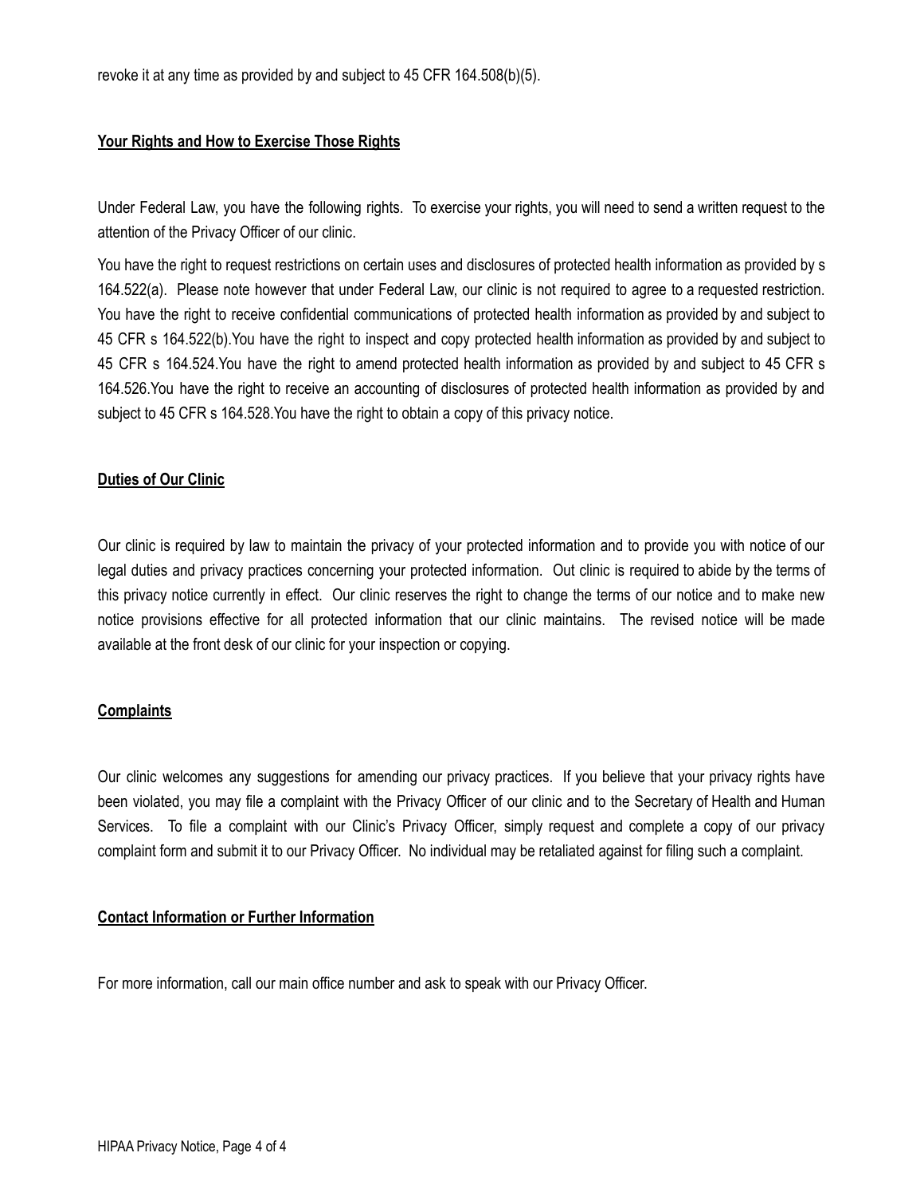revoke it at any time as provided by and subject to 45 CFR 164.508(b)(5).

## Your Rights and How to Exercise Those Rights

Under Federal Law, you have the following rights. To exercise your rights, you will need to send a written request to the attention of the Privacy Officer of our clinic.

You have the right to request restrictions on certain uses and disclosures of protected health information as provided by s 164.522(a). Please note however that under Federal Law, our clinic is not required to agree to a requested restriction. You have the right to receive confidential communications of protected health information as provided by and subject to 45 CFR s 164.522(b).You have the right to inspect and copy protected health information as provided by and subject to 45 CFR s 164.524.You have the right to amend protected health information as provided by and subject to 45 CFR s 164.526.You have the right to receive an accounting of disclosures of protected health information as provided by and subject to 45 CFR s 164.528.You have the right to obtain a copy of this privacy notice.

## Duties of Our Clinic

Our clinic is required by law to maintain the privacy of your protected information and to provide you with notice of our legal duties and privacy practices concerning your protected information. Out clinic is required to abide by the terms of this privacy notice currently in effect. Our clinic reserves the right to change the terms of our notice and to make new notice provisions effective for all protected information that our clinic maintains. The revised notice will be made available at the front desk of our clinic for your inspection or copying.

## Complaints

Our clinic welcomes any suggestions for amending our privacy practices. If you believe that your privacy rights have been violated, you may file a complaint with the Privacy Officer of our clinic and to the Secretary of Health and Human Services. To file a complaint with our Clinic's Privacy Officer, simply request and complete a copy of our privacy complaint form and submit it to our Privacy Officer. No individual may be retaliated against for filing such a complaint.

## Contact Information or Further Information

For more information, call our main office number and ask to speak with our Privacy Officer.